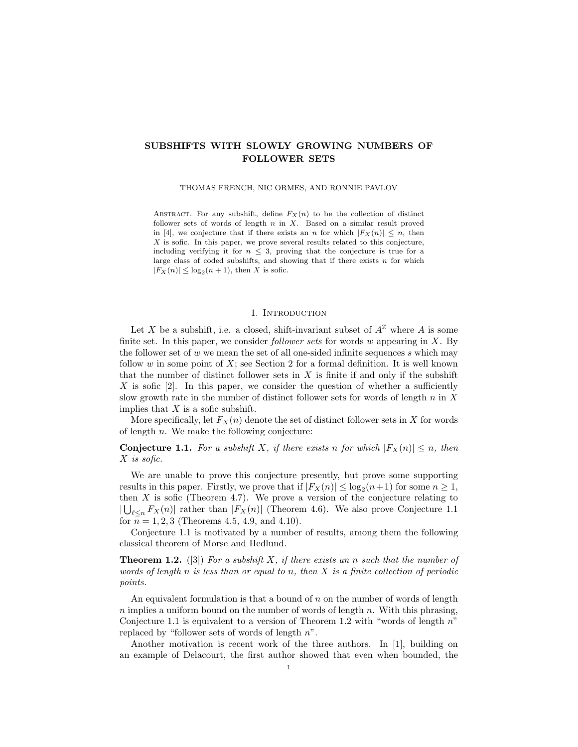# SUBSHIFTS WITH SLOWLY GROWING NUMBERS OF FOLLOWER SETS

THOMAS FRENCH, NIC ORMES, AND RONNIE PAVLOV

Abstract. For any subshift, define $F_X(n)$ to be the collection of distinct follower sets of words of length $n$ in $X$. Based on a similar result proved in [4], we conjecture that if there exists an $n$ for which $|F_X(n)| \leq n$, then $X$ is sofic. In this paper, we prove several results related to this conjecture, including verifying it for $n \leq 3$, proving that the conjecture is true for a large class of coded subshifts, and showing that if there exists $n$ for which $|F_X(n)| \leq \log_2(n+1)$, then $X$ is sofic.

## 1. Introduction

Let $X$ be a subshift, i.e. a closed, shift-invariant subset of $A^{\mathbb{Z}}$ where $A$ is some finite set. In this paper, we consider *follower sets* for words $w$ appearing in $X$. By the follower set of $w$ we mean the set of all one-sided infinite sequences $s$ which may follow $w$ in some point of $X$; see Section 2 for a formal definition. It is well known that the number of distinct follower sets in $X$ is finite if and only if the subshift $X$ is sofic [2]. In this paper, we consider the question of whether a sufficiently slow growth rate in the number of distinct follower sets for words of length $n$ in $X$ implies that $X$ is a sofic subshift.

More specifically, let $F_X(n)$ denote the set of distinct follower sets in $X$ for words of length $n$. We make the following conjecture:

**Conjecture 1.1.** *For a subshift $X$, if there exists $n$ for which $|F_X(n)| \leq n$, then $X$ is sofic.*

We are unable to prove this conjecture presently, but prove some supporting results in this paper. Firstly, we prove that if $|F_X(n)| \leq \log_2(n+1)$ for some $n \geq 1$, then $X$ is sofic (Theorem 4.7). We prove a version of the conjecture relating to $|\bigcup_{\ell \leq n} F_X(n)|$ rather than $|F_X(n)|$ (Theorem 4.6). We also prove Conjecture 1.1 for $n = 1, 2, 3$ (Theorems 4.5, 4.9, and 4.10).

Conjecture 1.1 is motivated by a number of results, among them the following classical theorem of Morse and Hedlund.

**Theorem 1.2.** ([3]) *For a subshift $X$, if there exists an $n$ such that the number of words of length $n$ is less than or equal to $n$, then $X$ is a finite collection of periodic points.*

An equivalent formulation is that a bound of $n$ on the number of words of length $n$ implies a uniform bound on the number of words of length $n$. With this phrasing, Conjecture 1.1 is equivalent to a version of Theorem 1.2 with "words of length $n$" replaced by "follower sets of words of length $n$".

Another motivation is recent work of the three authors. In [1], building on an example of Delacourt, the first author showed that even when bounded, the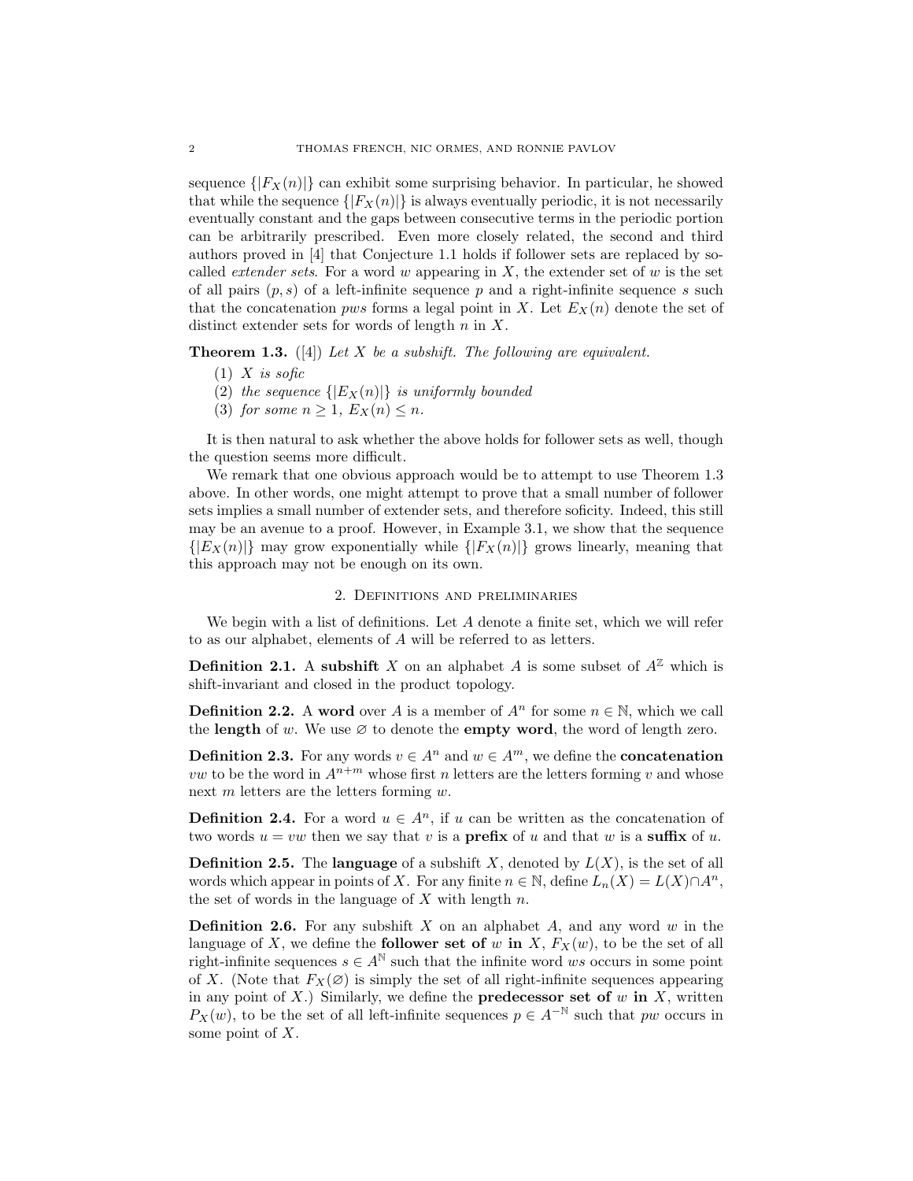sequence $\{|F_X(n)|\}$ can exhibit some surprising behavior. In particular, he showed that while the sequence $\{|F_X(n)|\}$ is always eventually periodic, it is not necessarily eventually constant and the gaps between consecutive terms in the periodic portion can be arbitrarily prescribed. Even more closely related, the second and third authors proved in [4] that Conjecture 1.1 holds if follower sets are replaced by so-called *extender sets*. For a word $w$ appearing in $X$, the extender set of $w$ is the set of all pairs $(p, s)$ of a left-infinite sequence $p$ and a right-infinite sequence $s$ such that the concatenation $pws$ forms a legal point in $X$. Let $E_X(n)$ denote the set of distinct extender sets for words of length $n$ in $X$.

**Theorem 1.3.** ([4]) *Let $X$ be a subshift. The following are equivalent.*

1. *$X$ is sofic*
2. *the sequence $\{|E_X(n)|\}$ is uniformly bounded*
3. *for some $n \geq 1$, $E_X(n) \leq n$.*

It is then natural to ask whether the above holds for follower sets as well, though the question seems more difficult.

We remark that one obvious approach would be to attempt to use Theorem 1.3 above. In other words, one might attempt to prove that a small number of follower sets implies a small number of extender sets, and therefore soficity. Indeed, this still may be an avenue to a proof. However, in Example 3.1, we show that the sequence $\{|E_X(n)|\}$ may grow exponentially while $\{|F_X(n)|\}$ grows linearly, meaning that this approach may not be enough on its own.

## 2. Definitions and preliminaries

We begin with a list of definitions. Let $A$ denote a finite set, which we will refer to as our alphabet, elements of $A$ will be referred to as letters.

**Definition 2.1.** A **subshift** $X$ on an alphabet $A$ is some subset of $A^{\mathbb{Z}}$ which is shift-invariant and closed in the product topology.

**Definition 2.2.** A **word** over $A$ is a member of $A^n$ for some $n \in \mathbb{N}$, which we call the **length** of $w$. We use $\varnothing$ to denote the **empty word**, the word of length zero.

**Definition 2.3.** For any words $v \in A^n$ and $w \in A^m$, we define the **concatenation** $vw$ to be the word in $A^{n+m}$ whose first $n$ letters are the letters forming $v$ and whose next $m$ letters are the letters forming $w$.

**Definition 2.4.** For a word $u \in A^n$, if $u$ can be written as the concatenation of two words $u = vw$ then we say that $v$ is a **prefix** of $u$ and that $w$ is a **suffix** of $u$.

**Definition 2.5.** The **language** of a subshift $X$, denoted by $L(X)$, is the set of all words which appear in points of $X$. For any finite $n \in \mathbb{N}$, define $L_n(X) = L(X) \cap A^n$, the set of words in the language of $X$ with length $n$.

**Definition 2.6.** For any subshift $X$ on an alphabet $A$, and any word $w$ in the language of $X$, we define the **follower set of $w$ in $X$**, $F_X(w)$, to be the set of all right-infinite sequences $s \in A^{\mathbb{N}}$ such that the infinite word $ws$ occurs in some point of $X$. (Note that $F_X(\varnothing)$ is simply the set of all right-infinite sequences appearing in any point of $X$.) Similarly, we define the **predecessor set of $w$ in $X$**, written $P_X(w)$, to be the set of all left-infinite sequences $p \in A^{-\mathbb{N}}$ such that $pw$ occurs in some point of $X$.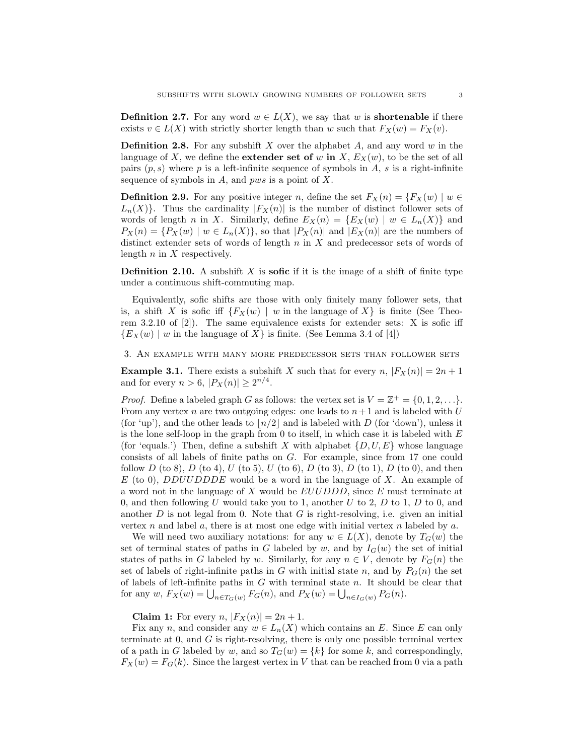**Definition 2.7.** For any word $w \in L(X)$, we say that $w$ is **shortenable** if there exists $v \in L(X)$ with strictly shorter length than $w$ such that $F_X(w) = F_X(v)$.

**Definition 2.8.** For any subshift $X$ over the alphabet $A$, and any word $w$ in the language of $X$, we define the **extender set of** $w$ **in** $X$, $E_X(w)$, to be the set of all pairs $(p, s)$ where $p$ is a left-infinite sequence of symbols in $A$, $s$ is a right-infinite sequence of symbols in $A$, and $pws$ is a point of $X$.

**Definition 2.9.** For any positive integer $n$, define the set $F_X(n) = \{F_X(w) \mid w \in L_n(X)\}$. Thus the cardinality $|F_X(n)|$ is the number of distinct follower sets of words of length $n$ in $X$. Similarly, define $E_X(n) = \{E_X(w) \mid w \in L_n(X)\}$ and $P_X(n) = \{P_X(w) \mid w \in L_n(X)\}$, so that $|P_X(n)|$ and $|E_X(n)|$ are the numbers of distinct extender sets of words of length $n$ in $X$ and predecessor sets of words of length $n$ in $X$ respectively.

**Definition 2.10.** A subshift $X$ is **sofic** if it is the image of a shift of finite type under a continuous shift-commuting map.

Equivalently, sofic shifts are those with only finitely many follower sets, that is, a shift $X$ is sofic iff $\{F_X(w) \mid w$ in the language of $X\}$ is finite (See Theorem 3.2.10 of [2]). The same equivalence exists for extender sets: X is sofic iff $\{E_X(w) \mid w$ in the language of $X\}$ is finite. (See Lemma 3.4 of [4])

## 3. An example with many more predecessor sets than follower sets

**Example 3.1.** There exists a subshift $X$ such that for every $n$, $|F_X(n)| = 2n + 1$ and for every $n > 6$, $|P_X(n)| \geq 2^{n/4}$.

*Proof.* Define a labeled graph $G$ as follows: the vertex set is $V = \mathbb{Z}^+ = \{0, 1, 2, \ldots\}$. From any vertex $n$ are two outgoing edges: one leads to $n+1$ and is labeled with $U$ (for 'up'), and the other leads to $\lfloor n/2 \rfloor$ and is labeled with $D$ (for 'down'), unless it is the lone self-loop in the graph from 0 to itself, in which case it is labeled with $E$ (for 'equals.') Then, define a subshift $X$ with alphabet $\{D, U, E\}$ whose language consists of all labels of finite paths on $G$. For example, since from 17 one could follow $D$ (to 8), $D$ (to 4), $U$ (to 5), $U$ (to 6), $D$ (to 3), $D$ (to 1), $D$ (to 0), and then $E$ (to 0), $DDUUDDDE$ would be a word in the language of $X$. An example of a word not in the language of $X$ would be $EUUDDD$, since $E$ must terminate at 0, and then following $U$ would take you to 1, another $U$ to 2, $D$ to 1, $D$ to 0, and another $D$ is not legal from 0. Note that $G$ is right-resolving, i.e. given an initial vertex $n$ and label $a$, there is at most one edge with initial vertex $n$ labeled by $a$.

We will need two auxiliary notations: for any $w \in L(X)$, denote by $T_G(w)$ the set of terminal states of paths in $G$ labeled by $w$, and by $I_G(w)$ the set of initial states of paths in $G$ labeled by $w$. Similarly, for any $n \in V$, denote by $F_G(n)$ the set of labels of right-infinite paths in $G$ with initial state $n$, and by $P_G(n)$ the set of labels of left-infinite paths in $G$ with terminal state $n$. It should be clear that for any $w$, $F_X(w) = \bigcup_{n \in T_G(w)} F_G(n)$, and $P_X(w) = \bigcup_{n \in I_G(w)} P_G(n)$.

**Claim 1:** For every $n$, $|F_X(n)| = 2n + 1$.

Fix any $n$, and consider any $w \in L_n(X)$ which contains an $E$. Since $E$ can only terminate at 0, and $G$ is right-resolving, there is only one possible terminal vertex of a path in $G$ labeled by $w$, and so $T_G(w) = \{k\}$ for some $k$, and correspondingly, $F_X(w) = F_G(k)$. Since the largest vertex in $V$ that can be reached from 0 via a path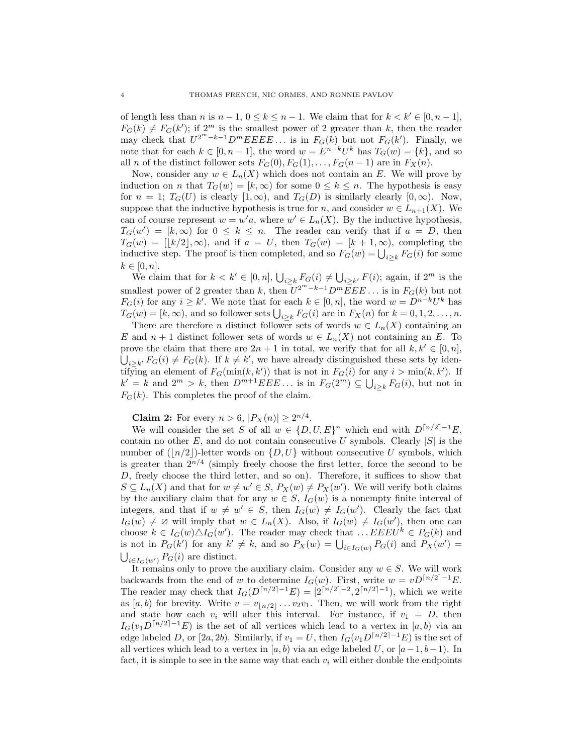of length less than $n$ is $n-1$, $0 \leq k \leq n-1$. We claim that for $k < k' \in [0, n-1]$, $F_G(k) \neq F_G(k')$; if $2^m$ is the smallest power of 2 greater than $k$, then the reader may check that $U^{2^m-k-1}D^mEEEE\ldots$ is in $F_G(k)$ but not $F_G(k')$. Finally, we note that for each $k \in [0, n-1]$, the word $w = E^{n-k}U^k$ has $T_G(w) = \{k\}$, and so all $n$ of the distinct follower sets $F_G(0), F_G(1), \ldots, F_G(n-1)$ are in $F_X(n)$.

Now, consider any $w \in L_n(X)$ which does not contain an $E$. We will prove by induction on $n$ that $T_G(w) = [k, \infty)$ for some $0 \leq k \leq n$. The hypothesis is easy for $n = 1$; $T_G(U)$ is clearly $[1, \infty)$, and $T_G(D)$ is similarly clearly $[0, \infty)$. Now, suppose that the inductive hypothesis is true for $n$, and consider $w \in L_{n+1}(X)$. We can of course represent $w = w'a$, where $w' \in L_n(X)$. By the inductive hypothesis, $T_G(w') = [k, \infty)$ for $0 \leq k \leq n$. The reader can verify that if $a = D$, then $T_G(w) = [\lfloor k/2 \rfloor, \infty)$, and if $a = U$, then $T_G(w) = [k+1, \infty)$, completing the inductive step. The proof is then completed, and so $F_G(w) = \bigcup_{i \geq k} F_G(i)$ for some $k \in [0, n]$.

We claim that for $k < k' \in [0, n]$, $\bigcup_{i \geq k} F_G(i) \neq \bigcup_{i \geq k'} F(i)$; again, if $2^m$ is the smallest power of 2 greater than $k$, then $U^{2^m-k-1}D^mEEE\ldots$ is in $F_G(k)$ but not $F_G(i)$ for any $i \geq k'$. We note that for each $k \in [0, n]$, the word $w = D^{n-k}U^k$ has $T_G(w) = [k, \infty)$, and so follower sets $\bigcup_{i \geq k} F_G(i)$ are in $F_X(n)$ for $k = 0, 1, 2, \ldots, n$.

There are therefore $n$ distinct follower sets of words $w \in L_n(X)$ containing an $E$ and $n+1$ distinct follower sets of words $w \in L_n(X)$ not containing an $E$. To prove the claim that there are $2n+1$ in total, we verify that for all $k, k' \in [0, n]$, $\bigcup_{i \geq k'} F_G(i) \neq F_G(k)$. If $k \neq k'$, we have already distinguished these sets by identifying an element of $F_G(\min(k, k'))$ that is not in $F_G(i)$ for any $i > \min(k, k')$. If $k' = k$ and $2^m > k$, then $D^{m+1}EEE\ldots$ is in $F_G(2^m) \subseteq \bigcup_{i \geq k} F_G(i)$, but not in $F_G(k)$. This completes the proof of the claim.

**Claim 2:** For every $n > 6$, $|P_X(n)| \geq 2^{n/4}$.

We will consider the set $S$ of all $w \in \{D, U, E\}^n$ which end with $D^{\lceil n/2 \rceil - 1}E$, contain no other $E$, and do not contain consecutive $U$ symbols. Clearly $|S|$ is the number of ($\lfloor n/2 \rfloor$)-letter words on $\{D, U\}$ without consecutive $U$ symbols, which is greater than $2^{n/4}$ (simply freely choose the first letter, force the second to be $D$, freely choose the third letter, and so on). Therefore, it suffices to show that $S \subseteq L_n(X)$ and that for $w \neq w' \in S$, $P_X(w) \neq P_X(w')$. We will verify both claims by the auxiliary claim that for any $w \in S$, $I_G(w)$ is a nonempty finite interval of integers, and that if $w \neq w' \in S$, then $I_G(w) \neq I_G(w')$. Clearly the fact that $I_G(w) \neq \varnothing$ will imply that $w \in L_n(X)$. Also, if $I_G(w) \neq I_G(w')$, then one can choose $k \in I_G(w) \triangle I_G(w')$. The reader may check that $\ldots EEEU^k \in P_G(k)$ and is not in $P_G(k')$ for any $k' \neq k$, and so $P_X(w) = \bigcup_{i \in I_G(w)} P_G(i)$ and $P_X(w') = \bigcup_{i \in I_G(w')} P_G(i)$ are distinct.

It remains only to prove the auxiliary claim. Consider any $w \in S$. We will work backwards from the end of $w$ to determine $I_G(w)$. First, write $w = vD^{\lceil n/2 \rceil - 1}E$. The reader may check that $I_G(D^{\lceil n/2 \rceil - 1}E) = [2^{\lceil n/2 \rceil - 2}, 2^{\lceil n/2 \rceil - 1})$, which we write as $[a, b)$ for brevity. Write $v = v_{\lfloor n/2 \rfloor} \ldots v_2 v_1$. Then, we will work from the right and state how each $v_i$ will alter this interval. For instance, if $v_1 = D$, then $I_G(v_1 D^{\lceil n/2 \rceil - 1}E)$ is the set of all vertices which lead to a vertex in $[a, b)$ via an edge labeled $D$, or $[2a, 2b)$. Similarly, if $v_1 = U$, then $I_G(v_1 D^{\lceil n/2 \rceil - 1}E)$ is the set of all vertices which lead to a vertex in $[a, b)$ via an edge labeled $U$, or $[a-1, b-1)$. In fact, it is simple to see in the same way that each $v_i$ will either double the endpoints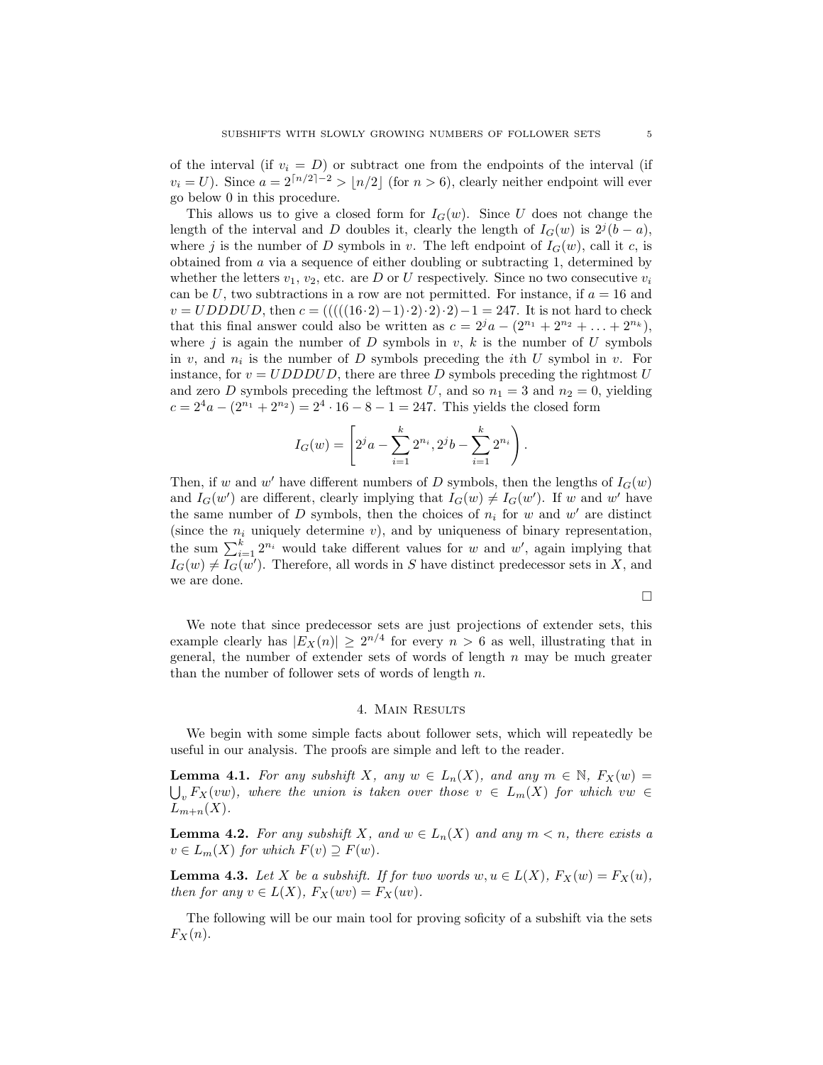of the interval (if $v_i = D$) or subtract one from the endpoints of the interval (if $v_i = U$). Since $a = 2^{\lceil n/2 \rceil - 2} > \lfloor n/2 \rfloor$ (for $n > 6$), clearly neither endpoint will ever go below 0 in this procedure.

This allows us to give a closed form for $I_G(w)$. Since $U$ does not change the length of the interval and $D$ doubles it, clearly the length of $I_G(w)$ is $2^j(b-a)$, where $j$ is the number of $D$ symbols in $v$. The left endpoint of $I_G(w)$, call it $c$, is obtained from $a$ via a sequence of either doubling or subtracting 1, determined by whether the letters $v_1$, $v_2$, etc. are $D$ or $U$ respectively. Since no two consecutive $v_i$ can be $U$, two subtractions in a row are not permitted. For instance, if $a = 16$ and $v = UDDDUD$, then $c = (((((16 \cdot 2) - 1) \cdot 2) \cdot 2) \cdot 2) - 1 = 247$. It is not hard to check that this final answer could also be written as $c = 2^j a - (2^{n_1} + 2^{n_2} + \ldots + 2^{n_k})$, where $j$ is again the number of $D$ symbols in $v$, $k$ is the number of $U$ symbols in $v$, and $n_i$ is the number of $D$ symbols preceding the $i$th $U$ symbol in $v$. For instance, for $v = UDDDUD$, there are three $D$ symbols preceding the rightmost $U$ and zero $D$ symbols preceding the leftmost $U$, and so $n_1 = 3$ and $n_2 = 0$, yielding $c = 2^4 a - (2^{n_1} + 2^{n_2}) = 2^4 \cdot 16 - 8 - 1 = 247$. This yields the closed form

$$I_G(w) = \left[ 2^j a - \sum_{i=1}^{k} 2^{n_i}, 2^j b - \sum_{i=1}^{k} 2^{n_i} \right).$$

Then, if $w$ and $w'$ have different numbers of $D$ symbols, then the lengths of $I_G(w)$ and $I_G(w')$ are different, clearly implying that $I_G(w) \neq I_G(w')$. If $w$ and $w'$ have the same number of $D$ symbols, then the choices of $n_i$ for $w$ and $w'$ are distinct (since the $n_i$ uniquely determine $v$), and by uniqueness of binary representation, the sum $\sum_{i=1}^{k} 2^{n_i}$ would take different values for $w$ and $w'$, again implying that $I_G(w) \neq I_G(w')$. Therefore, all words in $S$ have distinct predecessor sets in $X$, and we are done.

□

We note that since predecessor sets are just projections of extender sets, this example clearly has $|E_X(n)| \geq 2^{n/4}$ for every $n > 6$ as well, illustrating that in general, the number of extender sets of words of length $n$ may be much greater than the number of follower sets of words of length $n$.

## 4. Main Results

We begin with some simple facts about follower sets, which will repeatedly be useful in our analysis. The proofs are simple and left to the reader.

**Lemma 4.1.** *For any subshift $X$, any $w \in L_n(X)$, and any $m \in \mathbb{N}$, $F_X(w) = \bigcup_v F_X(vw)$, where the union is taken over those $v \in L_m(X)$ for which $vw \in L_{m+n}(X)$.*

**Lemma 4.2.** *For any subshift $X$, and $w \in L_n(X)$ and any $m < n$, there exists a $v \in L_m(X)$ for which $F(v) \supseteq F(w)$.*

**Lemma 4.3.** *Let $X$ be a subshift. If for two words $w, u \in L(X)$, $F_X(w) = F_X(u)$, then for any $v \in L(X)$, $F_X(wv) = F_X(uv)$.*

The following will be our main tool for proving soficity of a subshift via the sets $F_X(n)$.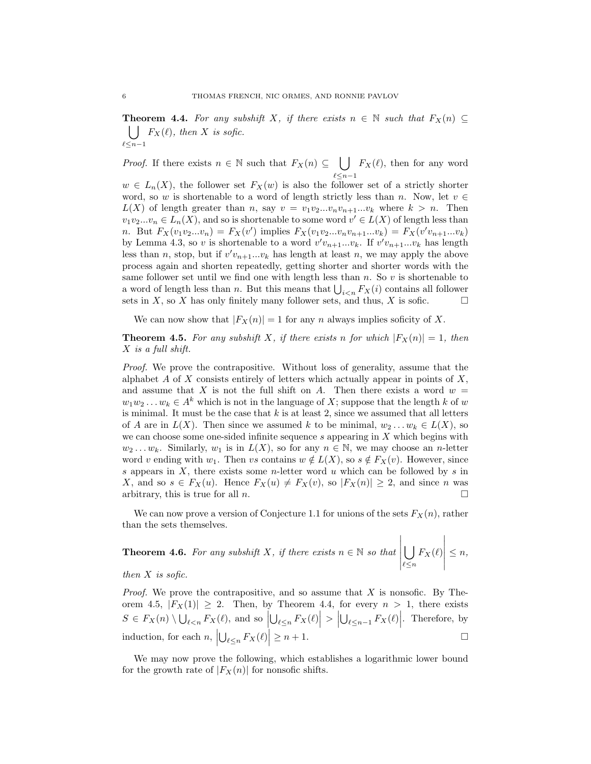**Theorem 4.4.** *For any subshift $X$, if there exists $n \in \mathbb{N}$ such that $F_X(n) \subseteq \bigcup_{\ell \leq n-1} F_X(\ell)$, then $X$ is sofic.*

*Proof.* If there exists $n \in \mathbb{N}$ such that $F_X(n) \subseteq \bigcup_{\ell \leq n-1} F_X(\ell)$, then for any word $w \in L_n(X)$, the follower set $F_X(w)$ is also the follower set of a strictly shorter word, so $w$ is shortenable to a word of length strictly less than $n$. Now, let $v \in L(X)$ of length greater than $n$, say $v = v_1 v_2 ... v_n v_{n+1} ... v_k$ where $k > n$. Then $v_1 v_2 ... v_n \in L_n(X)$, and so is shortenable to some word $v' \in L(X)$ of length less than $n$. But $F_X(v_1 v_2 ... v_n) = F_X(v')$ implies $F_X(v_1 v_2 ... v_n v_{n+1} ... v_k) = F_X(v' v_{n+1} ... v_k)$ by Lemma 4.3, so $v$ is shortenable to a word $v' v_{n+1} ... v_k$. If $v' v_{n+1} ... v_k$ has length less than $n$, stop, but if $v' v_{n+1} ... v_k$ has length at least $n$, we may apply the above process again and shorten repeatedly, getting shorter and shorter words with the same follower set until we find one with length less than $n$. So $v$ is shortenable to a word of length less than $n$. But this means that $\bigcup_{i<n} F_X(i)$ contains all follower sets in $X$, so $X$ has only finitely many follower sets, and thus, $X$ is sofic. □

We can now show that $|F_X(n)| = 1$ for any $n$ always implies soficity of $X$.

**Theorem 4.5.** *For any subshift $X$, if there exists $n$ for which $|F_X(n)| = 1$, then $X$ is a full shift.*

*Proof.* We prove the contrapositive. Without loss of generality, assume that the alphabet $A$ of $X$ consists entirely of letters which actually appear in points of $X$, and assume that $X$ is not the full shift on $A$. Then there exists a word $w = w_1 w_2 \dots w_k \in A^k$ which is not in the language of $X$; suppose that the length $k$ of $w$ is minimal. It must be the case that $k$ is at least 2, since we assumed that all letters of $A$ are in $L(X)$. Then since we assumed $k$ to be minimal, $w_2 \dots w_k \in L(X)$, so we can choose some one-sided infinite sequence $s$ appearing in $X$ which begins with $w_2 \dots w_k$. Similarly, $w_1$ is in $L(X)$, so for any $n \in \mathbb{N}$, we may choose an $n$-letter word $v$ ending with $w_1$. Then $vs$ contains $w \notin L(X)$, so $s \notin F_X(v)$. However, since $s$ appears in $X$, there exists some $n$-letter word $u$ which can be followed by $s$ in $X$, and so $s \in F_X(u)$. Hence $F_X(u) \neq F_X(v)$, so $|F_X(n)| \geq 2$, and since $n$ was arbitrary, this is true for all $n$. □

We can now prove a version of Conjecture 1.1 for unions of the sets $F_X(n)$, rather than the sets themselves.

**Theorem 4.6.** *For any subshift $X$, if there exists $n \in \mathbb{N}$ so that $\left| \bigcup_{\ell \leq n} F_X(\ell) \right| \leq n$, then $X$ is sofic.*

*Proof.* We prove the contrapositive, and so assume that $X$ is nonsofic. By Theorem 4.5, $|F_X(1)| \geq 2$. Then, by Theorem 4.4, for every $n > 1$, there exists $S \in F_X(n) \setminus \bigcup_{\ell<n} F_X(\ell)$, and so $\left| \bigcup_{\ell \leq n} F_X(\ell) \right| > \left| \bigcup_{\ell \leq n-1} F_X(\ell) \right|$. Therefore, by induction, for each $n$, $\left| \bigcup_{\ell \leq n} F_X(\ell) \right| \geq n+1$. □

We may now prove the following, which establishes a logarithmic lower bound for the growth rate of $|F_X(n)|$ for nonsofic shifts.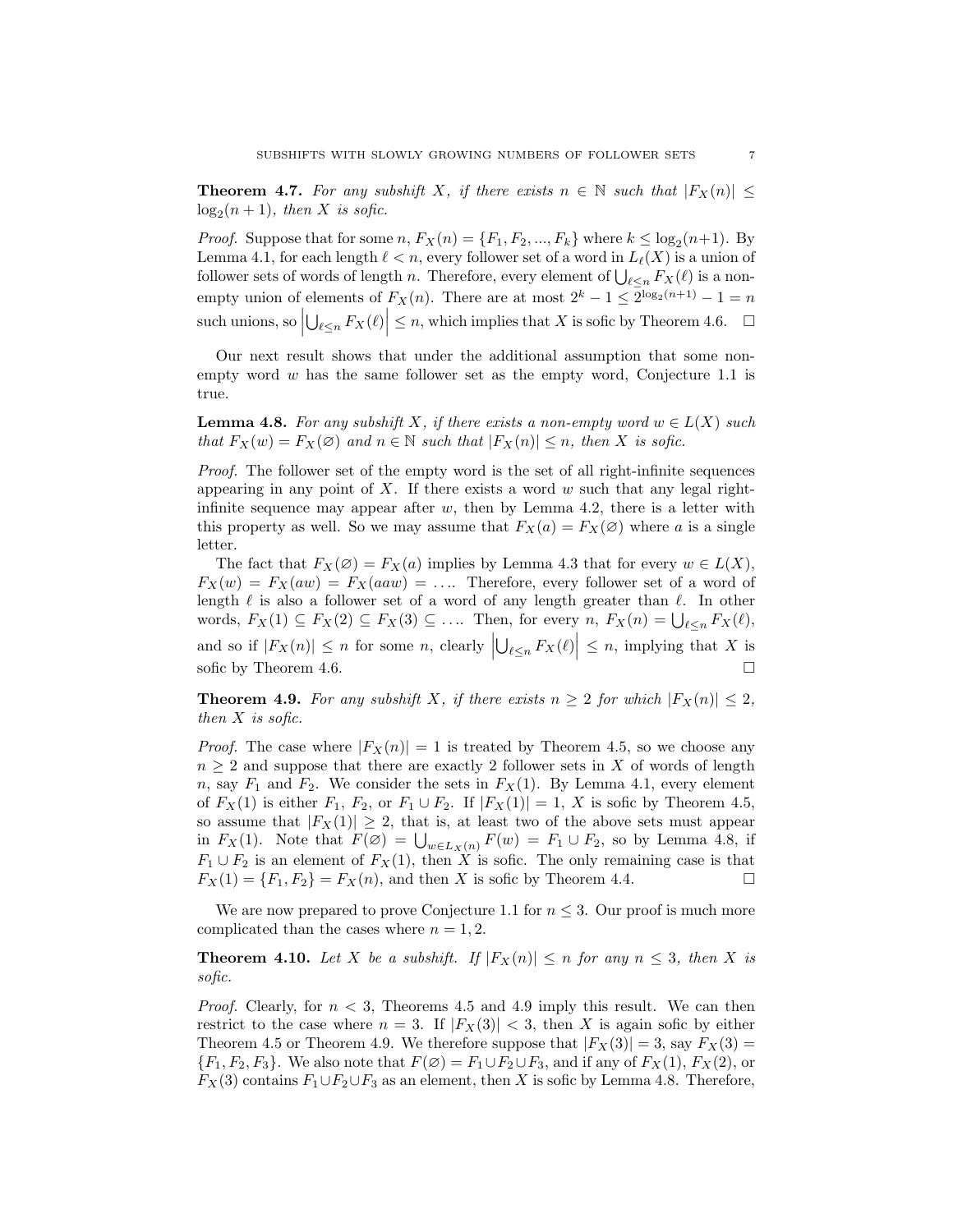**Theorem 4.7.** *For any subshift $X$, if there exists $n \in \mathbb{N}$ such that $|F_X(n)| \leq \log_2(n+1)$, then $X$ is sofic.*

*Proof.* Suppose that for some $n$, $F_X(n) = \{F_1, F_2, ..., F_k\}$ where $k \leq \log_2(n+1)$. By Lemma 4.1, for each length $\ell < n$, every follower set of a word in $L_\ell(X)$ is a union of follower sets of words of length $n$. Therefore, every element of $\bigcup_{\ell \leq n} F_X(\ell)$ is a non-empty union of elements of $F_X(n)$. There are at most $2^k - 1 \leq 2^{\log_2(n+1)} - 1 = n$ such unions, so $\left|\bigcup_{\ell \leq n} F_X(\ell)\right| \leq n$, which implies that $X$ is sofic by Theorem 4.6. $\square$

Our next result shows that under the additional assumption that some non-empty word $w$ has the same follower set as the empty word, Conjecture 1.1 is true.

**Lemma 4.8.** *For any subshift $X$, if there exists a non-empty word $w \in L(X)$ such that $F_X(w) = F_X(\varnothing)$ and $n \in \mathbb{N}$ such that $|F_X(n)| \leq n$, then $X$ is sofic.*

*Proof.* The follower set of the empty word is the set of all right-infinite sequences appearing in any point of $X$. If there exists a word $w$ such that any legal right-infinite sequence may appear after $w$, then by Lemma 4.2, there is a letter with this property as well. So we may assume that $F_X(a) = F_X(\varnothing)$ where $a$ is a single letter.

The fact that $F_X(\varnothing) = F_X(a)$ implies by Lemma 4.3 that for every $w \in L(X)$, $F_X(w) = F_X(aw) = F_X(aaw) = \ldots$. Therefore, every follower set of a word of length $\ell$ is also a follower set of a word of any length greater than $\ell$. In other words, $F_X(1) \subseteq F_X(2) \subseteq F_X(3) \subseteq \ldots$. Then, for every $n$, $F_X(n) = \bigcup_{\ell \leq n} F_X(\ell)$, and so if $|F_X(n)| \leq n$ for some $n$, clearly $\left|\bigcup_{\ell \leq n} F_X(\ell)\right| \leq n$, implying that $X$ is sofic by Theorem 4.6. $\square$

**Theorem 4.9.** *For any subshift $X$, if there exists $n \geq 2$ for which $|F_X(n)| \leq 2$, then $X$ is sofic.*

*Proof.* The case where $|F_X(n)| = 1$ is treated by Theorem 4.5, so we choose any $n \geq 2$ and suppose that there are exactly 2 follower sets in $X$ of words of length $n$, say $F_1$ and $F_2$. We consider the sets in $F_X(1)$. By Lemma 4.1, every element of $F_X(1)$ is either $F_1$, $F_2$, or $F_1 \cup F_2$. If $|F_X(1)| = 1$, $X$ is sofic by Theorem 4.5, so assume that $|F_X(1)| \geq 2$, that is, at least two of the above sets must appear in $F_X(1)$. Note that $F(\varnothing) = \bigcup_{w \in L_X(n)} F(w) = F_1 \cup F_2$, so by Lemma 4.8, if $F_1 \cup F_2$ is an element of $F_X(1)$, then $X$ is sofic. The only remaining case is that $F_X(1) = \{F_1, F_2\} = F_X(n)$, and then $X$ is sofic by Theorem 4.4. $\square$

We are now prepared to prove Conjecture 1.1 for $n \leq 3$. Our proof is much more complicated than the cases where $n = 1, 2$.

**Theorem 4.10.** *Let $X$ be a subshift. If $|F_X(n)| \leq n$ for any $n \leq 3$, then $X$ is sofic.*

*Proof.* Clearly, for $n < 3$, Theorems 4.5 and 4.9 imply this result. We can then restrict to the case where $n = 3$. If $|F_X(3)| < 3$, then $X$ is again sofic by either Theorem 4.5 or Theorem 4.9. We therefore suppose that $|F_X(3)| = 3$, say $F_X(3) = \{F_1, F_2, F_3\}$. We also note that $F(\varnothing) = F_1 \cup F_2 \cup F_3$, and if any of $F_X(1)$, $F_X(2)$, or $F_X(3)$ contains $F_1 \cup F_2 \cup F_3$ as an element, then $X$ is sofic by Lemma 4.8. Therefore,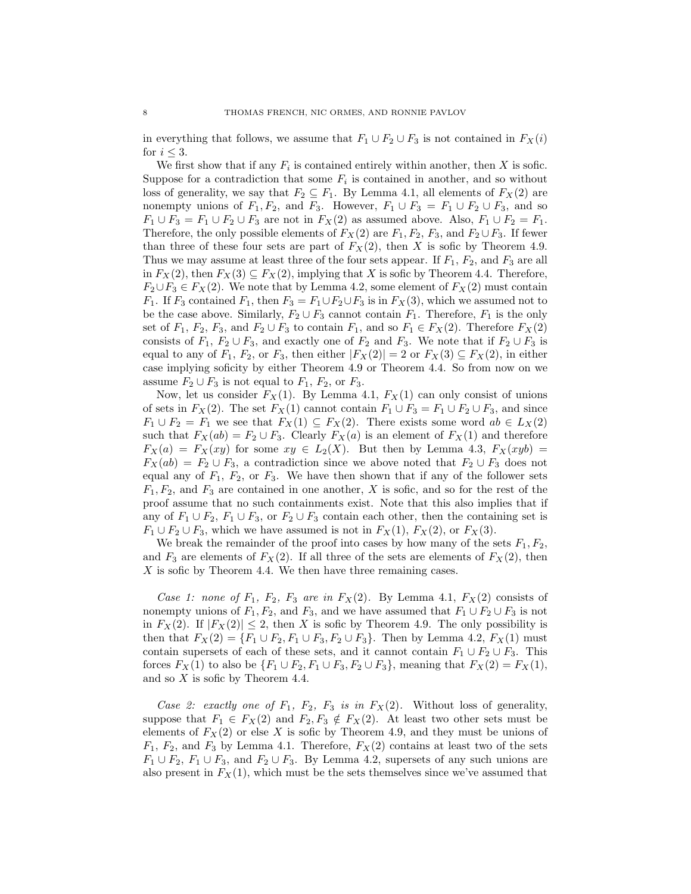in everything that follows, we assume that $F_1 \cup F_2 \cup F_3$ is not contained in $F_X(i)$ for $i \leq 3$.

We first show that if any $F_i$ is contained entirely within another, then $X$ is sofic. Suppose for a contradiction that some $F_i$ is contained in another, and so without loss of generality, we say that $F_2 \subseteq F_1$. By Lemma 4.1, all elements of $F_X(2)$ are nonempty unions of $F_1, F_2$, and $F_3$. However, $F_1 \cup F_3 = F_1 \cup F_2 \cup F_3$, and so $F_1 \cup F_3 = F_1 \cup F_2 \cup F_3$ are not in $F_X(2)$ as assumed above. Also, $F_1 \cup F_2 = F_1$. Therefore, the only possible elements of $F_X(2)$ are $F_1$, $F_2$, $F_3$, and $F_2 \cup F_3$. If fewer than three of these four sets are part of $F_X(2)$, then $X$ is sofic by Theorem 4.9. Thus we may assume at least three of the four sets appear. If $F_1$, $F_2$, and $F_3$ are all in $F_X(2)$, then $F_X(3) \subseteq F_X(2)$, implying that $X$ is sofic by Theorem 4.4. Therefore, $F_2 \cup F_3 \in F_X(2)$. We note that by Lemma 4.2, some element of $F_X(2)$ must contain $F_1$. If $F_3$ contained $F_1$, then $F_3 = F_1 \cup F_2 \cup F_3$ is in $F_X(3)$, which we assumed not to be the case above. Similarly, $F_2 \cup F_3$ cannot contain $F_1$. Therefore, $F_1$ is the only set of $F_1$, $F_2$, $F_3$, and $F_2 \cup F_3$ to contain $F_1$, and so $F_1 \in F_X(2)$. Therefore $F_X(2)$ consists of $F_1$, $F_2 \cup F_3$, and exactly one of $F_2$ and $F_3$. We note that if $F_2 \cup F_3$ is equal to any of $F_1$, $F_2$, or $F_3$, then either $|F_X(2)| = 2$ or $F_X(3) \subseteq F_X(2)$, in either case implying soficity by either Theorem 4.9 or Theorem 4.4. So from now on we assume $F_2 \cup F_3$ is not equal to $F_1$, $F_2$, or $F_3$.

Now, let us consider $F_X(1)$. By Lemma 4.1, $F_X(1)$ can only consist of unions of sets in $F_X(2)$. The set $F_X(1)$ cannot contain $F_1 \cup F_3 = F_1 \cup F_2 \cup F_3$, and since $F_1 \cup F_2 = F_1$ we see that $F_X(1) \subseteq F_X(2)$. There exists some word $ab \in L_X(2)$ such that $F_X(ab) = F_2 \cup F_3$. Clearly $F_X(a)$ is an element of $F_X(1)$ and therefore $F_X(a) = F_X(xy)$ for some $xy \in L_2(X)$. But then by Lemma 4.3, $F_X(xyb) = F_X(ab) = F_2 \cup F_3$, a contradiction since we above noted that $F_2 \cup F_3$ does not equal any of $F_1$, $F_2$, or $F_3$. We have then shown that if any of the follower sets $F_1, F_2$, and $F_3$ are contained in one another, $X$ is sofic, and so for the rest of the proof assume that no such containments exist. Note that this also implies that if any of $F_1 \cup F_2$, $F_1 \cup F_3$, or $F_2 \cup F_3$ contain each other, then the containing set is $F_1 \cup F_2 \cup F_3$, which we have assumed is not in $F_X(1)$, $F_X(2)$, or $F_X(3)$.

We break the remainder of the proof into cases by how many of the sets $F_1, F_2$, and $F_3$ are elements of $F_X(2)$. If all three of the sets are elements of $F_X(2)$, then $X$ is sofic by Theorem 4.4. We then have three remaining cases.

*Case 1: none of $F_1$, $F_2$, $F_3$ are in $F_X(2)$.* By Lemma 4.1, $F_X(2)$ consists of nonempty unions of $F_1, F_2$, and $F_3$, and we have assumed that $F_1 \cup F_2 \cup F_3$ is not in $F_X(2)$. If $|F_X(2)| \leq 2$, then $X$ is sofic by Theorem 4.9. The only possibility is then that $F_X(2) = \{F_1 \cup F_2, F_1 \cup F_3, F_2 \cup F_3\}$. Then by Lemma 4.2, $F_X(1)$ must contain supersets of each of these sets, and it cannot contain $F_1 \cup F_2 \cup F_3$. This forces $F_X(1)$ to also be $\{F_1 \cup F_2, F_1 \cup F_3, F_2 \cup F_3\}$, meaning that $F_X(2) = F_X(1)$, and so $X$ is sofic by Theorem 4.4.

*Case 2: exactly one of $F_1$, $F_2$, $F_3$ is in $F_X(2)$.* Without loss of generality, suppose that $F_1 \in F_X(2)$ and $F_2, F_3 \notin F_X(2)$. At least two other sets must be elements of $F_X(2)$ or else $X$ is sofic by Theorem 4.9, and they must be unions of $F_1$, $F_2$, and $F_3$ by Lemma 4.1. Therefore, $F_X(2)$ contains at least two of the sets $F_1 \cup F_2$, $F_1 \cup F_3$, and $F_2 \cup F_3$. By Lemma 4.2, supersets of any such unions are also present in $F_X(1)$, which must be the sets themselves since we've assumed that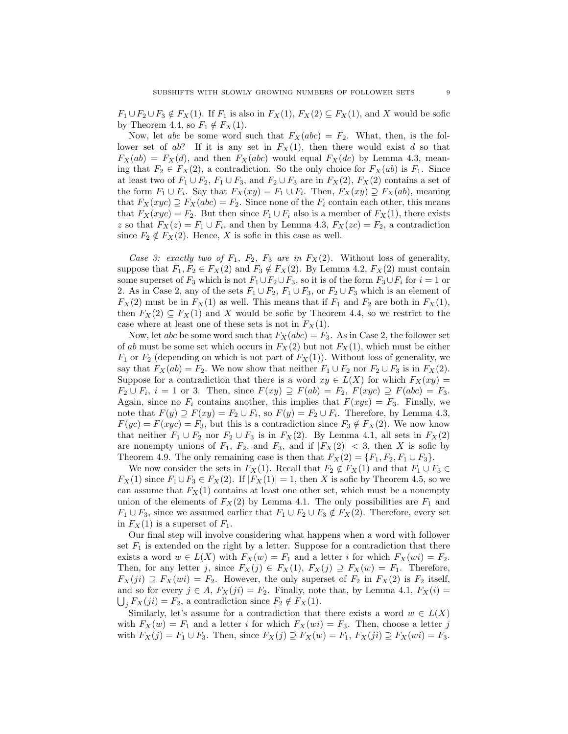$F_1 \cup F_2 \cup F_3 \notin F_X(1)$. If $F_1$ is also in $F_X(1)$, $F_X(2) \subseteq F_X(1)$, and $X$ would be sofic by Theorem 4.4, so $F_1 \notin F_X(1)$.

Now, let $abc$ be some word such that $F_X(abc) = F_2$. What, then, is the follower set of $ab$? If it is any set in $F_X(1)$, then there would exist $d$ so that $F_X(ab) = F_X(d)$, and then $F_X(abc)$ would equal $F_X(dc)$ by Lemma 4.3, meaning that $F_2 \in F_X(2)$, a contradiction. So the only choice for $F_X(ab)$ is $F_1$. Since at least two of $F_1 \cup F_2$, $F_1 \cup F_3$, and $F_2 \cup F_3$ are in $F_X(2)$, $F_X(2)$ contains a set of the form $F_1 \cup F_i$. Say that $F_X(xy) = F_1 \cup F_i$. Then, $F_X(xy) \supseteq F_X(ab)$, meaning that $F_X(xyc) \supseteq F_X(abc) = F_2$. Since none of the $F_i$ contain each other, this means that $F_X(xyc) = F_2$. But then since $F_1 \cup F_i$ also is a member of $F_X(1)$, there exists $z$ so that $F_X(z) = F_1 \cup F_i$, and then by Lemma 4.3, $F_X(zc) = F_2$, a contradiction since $F_2 \notin F_X(2)$. Hence, $X$ is sofic in this case as well.

*Case 3: exactly two of $F_1$, $F_2$, $F_3$ are in $F_X(2)$.* Without loss of generality, suppose that $F_1, F_2 \in F_X(2)$ and $F_3 \notin F_X(2)$. By Lemma 4.2, $F_X(2)$ must contain some superset of $F_3$ which is not $F_1 \cup F_2 \cup F_3$, so it is of the form $F_3 \cup F_i$ for $i = 1$ or 2. As in Case 2, any of the sets $F_1 \cup F_2$, $F_1 \cup F_3$, or $F_2 \cup F_3$ which is an element of $F_X(2)$ must be in $F_X(1)$ as well. This means that if $F_1$ and $F_2$ are both in $F_X(1)$, then $F_X(2) \subseteq F_X(1)$ and $X$ would be sofic by Theorem 4.4, so we restrict to the case where at least one of these sets is not in $F_X(1)$.

Now, let $abc$ be some word such that $F_X(abc) = F_3$. As in Case 2, the follower set of $ab$ must be some set which occurs in $F_X(2)$ but not $F_X(1)$, which must be either $F_1$ or $F_2$ (depending on which is not part of $F_X(1)$). Without loss of generality, we say that $F_X(ab) = F_2$. We now show that neither $F_1 \cup F_2$ nor $F_2 \cup F_3$ is in $F_X(2)$. Suppose for a contradiction that there is a word $xy \in L(X)$ for which $F_X(xy) = F_2 \cup F_i$, $i = 1$ or 3. Then, since $F(xy) \supseteq F(ab) = F_2$, $F(xyc) \supseteq F(abc) = F_3$. Again, since no $F_i$ contains another, this implies that $F(xyc) = F_3$. Finally, we note that $F(y) \supseteq F(xy) = F_2 \cup F_i$, so $F(y) = F_2 \cup F_i$. Therefore, by Lemma 4.3, $F(yc) = F(xyc) = F_3$, but this is a contradiction since $F_3 \notin F_X(2)$. We now know that neither $F_1 \cup F_2$ nor $F_2 \cup F_3$ is in $F_X(2)$. By Lemma 4.1, all sets in $F_X(2)$ are nonempty unions of $F_1$, $F_2$, and $F_3$, and if $|F_X(2)| < 3$, then $X$ is sofic by Theorem 4.9. The only remaining case is then that $F_X(2) = \{F_1, F_2, F_1 \cup F_3\}$.

We now consider the sets in $F_X(1)$. Recall that $F_2 \notin F_X(1)$ and that $F_1 \cup F_3 \in F_X(1)$ since $F_1 \cup F_3 \in F_X(2)$. If $|F_X(1)| = 1$, then $X$ is sofic by Theorem 4.5, so we can assume that $F_X(1)$ contains at least one other set, which must be a nonempty union of the elements of $F_X(2)$ by Lemma 4.1. The only possibilities are $F_1$ and $F_1 \cup F_3$, since we assumed earlier that $F_1 \cup F_2 \cup F_3 \notin F_X(2)$. Therefore, every set in $F_X(1)$ is a superset of $F_1$.

Our final step will involve considering what happens when a word with follower set $F_1$ is extended on the right by a letter. Suppose for a contradiction that there exists a word $w \in L(X)$ with $F_X(w) = F_1$ and a letter $i$ for which $F_X(wi) = F_2$. Then, for any letter $j$, since $F_X(j) \in F_X(1)$, $F_X(j) \supseteq F_X(w) = F_1$. Therefore, $F_X(ji) \supseteq F_X(wi) = F_2$. However, the only superset of $F_2$ in $F_X(2)$ is $F_2$ itself, and so for every $j \in A$, $F_X(ji) = F_2$. Finally, note that, by Lemma 4.1, $F_X(i) = \bigcup_j F_X(ji) = F_2$, a contradiction since $F_2 \notin F_X(1)$.

Similarly, let's assume for a contradiction that there exists a word $w \in L(X)$ with $F_X(w) = F_1$ and a letter $i$ for which $F_X(wi) = F_3$. Then, choose a letter $j$ with $F_X(j) = F_1 \cup F_3$. Then, since $F_X(j) \supseteq F_X(w) = F_1$, $F_X(ji) \supseteq F_X(wi) = F_3$.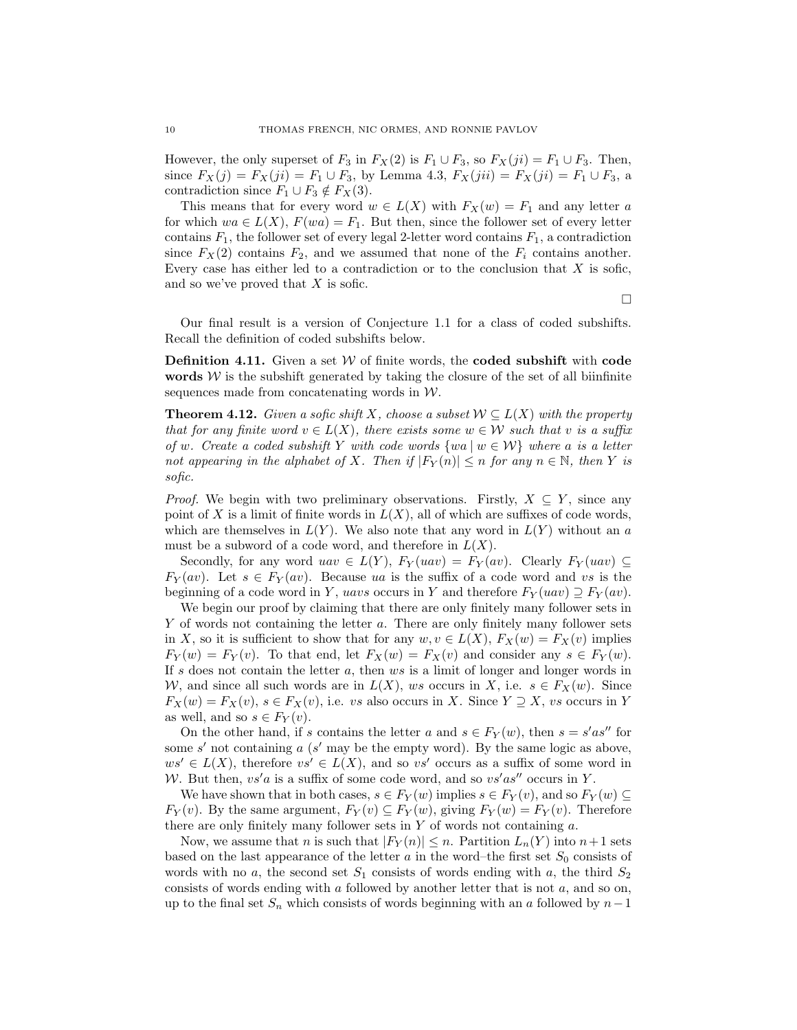However, the only superset of $F_3$ in $F_X(2)$ is $F_1 \cup F_3$, so $F_X(ji) = F_1 \cup F_3$. Then, since $F_X(j) = F_X(ji) = F_1 \cup F_3$, by Lemma 4.3, $F_X(jii) = F_X(ji) = F_1 \cup F_3$, a contradiction since $F_1 \cup F_3 \notin F_X(3)$.

This means that for every word $w \in L(X)$ with $F_X(w) = F_1$ and any letter $a$ for which $wa \in L(X)$, $F(wa) = F_1$. But then, since the follower set of every letter contains $F_1$, the follower set of every legal 2-letter word contains $F_1$, a contradiction since $F_X(2)$ contains $F_2$, and we assumed that none of the $F_i$ contains another. Every case has either led to a contradiction or to the conclusion that $X$ is sofic, and so we've proved that $X$ is sofic.

∎

Our final result is a version of Conjecture 1.1 for a class of coded subshifts. Recall the definition of coded subshifts below.

**Definition 4.11.** Given a set $\mathcal{W}$ of finite words, the **coded subshift** with **code words** $\mathcal{W}$ is the subshift generated by taking the closure of the set of all biinfinite sequences made from concatenating words in $\mathcal{W}$.

**Theorem 4.12.** *Given a sofic shift $X$, choose a subset $\mathcal{W} \subseteq L(X)$ with the property that for any finite word $v \in L(X)$, there exists some $w \in \mathcal{W}$ such that $v$ is a suffix of $w$. Create a coded subshift $Y$ with code words $\{wa \mid w \in \mathcal{W}\}$ where $a$ is a letter not appearing in the alphabet of $X$. Then if $|F_Y(n)| \leq n$ for any $n \in \mathbb{N}$, then $Y$ is sofic.*

*Proof.* We begin with two preliminary observations. Firstly, $X \subseteq Y$, since any point of $X$ is a limit of finite words in $L(X)$, all of which are suffixes of code words, which are themselves in $L(Y)$. We also note that any word in $L(Y)$ without an $a$ must be a subword of a code word, and therefore in $L(X)$.

Secondly, for any word $uav \in L(Y)$, $F_Y(uav) = F_Y(av)$. Clearly $F_Y(uav) \subseteq F_Y(av)$. Let $s \in F_Y(av)$. Because $ua$ is the suffix of a code word and $vs$ is the beginning of a code word in $Y$, $uavs$ occurs in $Y$ and therefore $F_Y(uav) \supseteq F_Y(av)$.

We begin our proof by claiming that there are only finitely many follower sets in $Y$ of words not containing the letter $a$. There are only finitely many follower sets in $X$, so it is sufficient to show that for any $w, v \in L(X)$, $F_X(w) = F_X(v)$ implies $F_Y(w) = F_Y(v)$. To that end, let $F_X(w) = F_X(v)$ and consider any $s \in F_Y(w)$. If $s$ does not contain the letter $a$, then $ws$ is a limit of longer and longer words in $\mathcal{W}$, and since all such words are in $L(X)$, $ws$ occurs in $X$, i.e. $s \in F_X(w)$. Since $F_X(w) = F_X(v)$, $s \in F_X(v)$, i.e. $vs$ also occurs in $X$. Since $Y \supseteq X$, $vs$ occurs in $Y$ as well, and so $s \in F_Y(v)$.

On the other hand, if $s$ contains the letter $a$ and $s \in F_Y(w)$, then $s = s'as''$ for some $s'$ not containing $a$ ($s'$ may be the empty word). By the same logic as above, $ws' \in L(X)$, therefore $vs' \in L(X)$, and so $vs'$ occurs as a suffix of some word in $\mathcal{W}$. But then, $vs'a$ is a suffix of some code word, and so $vs'as''$ occurs in $Y$.

We have shown that in both cases, $s \in F_Y(w)$ implies $s \in F_Y(v)$, and so $F_Y(w) \subseteq F_Y(v)$. By the same argument, $F_Y(v) \subseteq F_Y(w)$, giving $F_Y(w) = F_Y(v)$. Therefore there are only finitely many follower sets in $Y$ of words not containing $a$.

Now, we assume that $n$ is such that $|F_Y(n)| \leq n$. Partition $L_n(Y)$ into $n+1$ sets based on the last appearance of the letter $a$ in the word–the first set $S_0$ consists of words with no $a$, the second set $S_1$ consists of words ending with $a$, the third $S_2$ consists of words ending with $a$ followed by another letter that is not $a$, and so on, up to the final set $S_n$ which consists of words beginning with an $a$ followed by $n-1$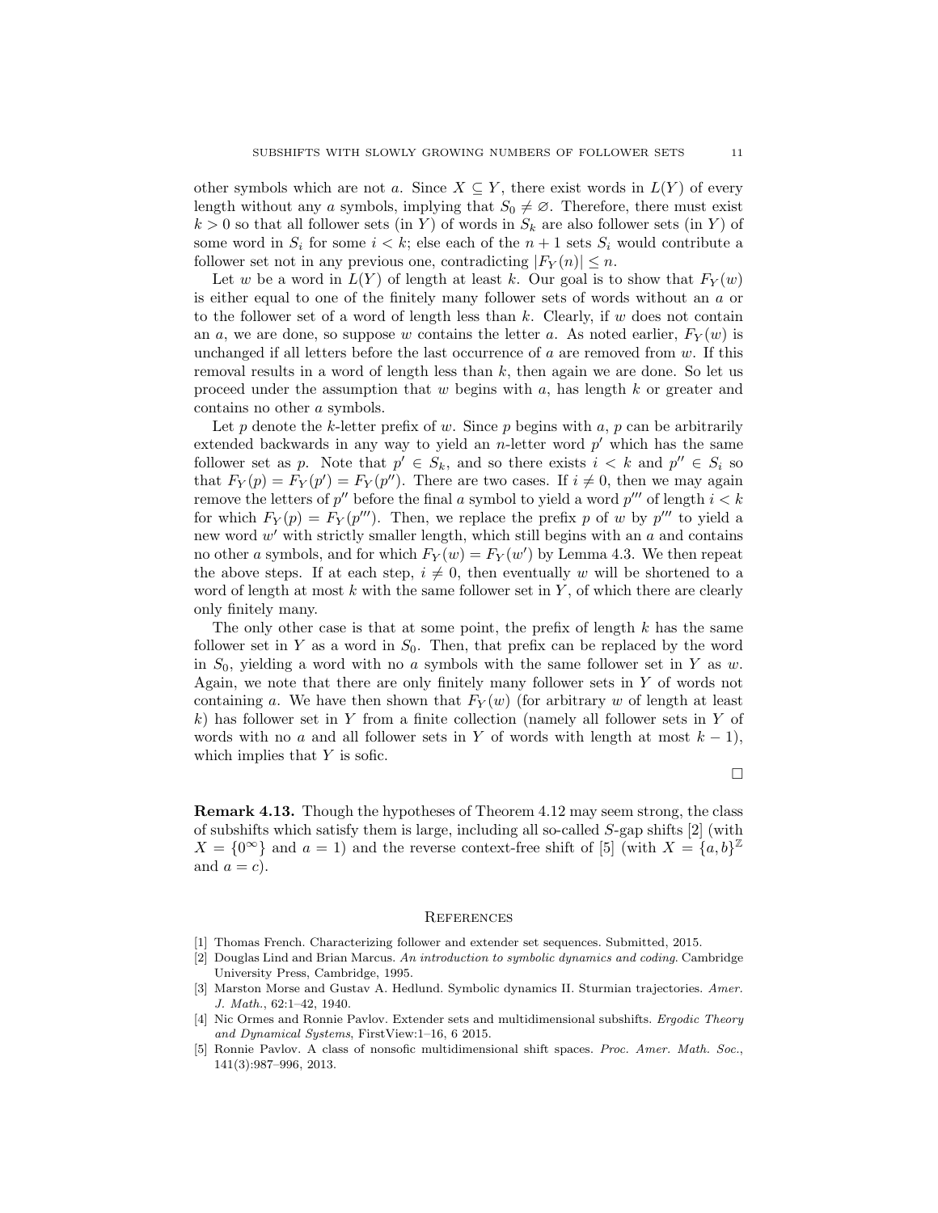other symbols which are not $a$. Since $X \subseteq Y$, there exist words in $L(Y)$ of every length without any $a$ symbols, implying that $S_0 \neq \varnothing$. Therefore, there must exist $k > 0$ so that all follower sets (in $Y$) of words in $S_k$ are also follower sets (in $Y$) of some word in $S_i$ for some $i < k$; else each of the $n+1$ sets $S_i$ would contribute a follower set not in any previous one, contradicting $|F_Y(n)| \leq n$.

Let $w$ be a word in $L(Y)$ of length at least $k$. Our goal is to show that $F_Y(w)$ is either equal to one of the finitely many follower sets of words without an $a$ or to the follower set of a word of length less than $k$. Clearly, if $w$ does not contain an $a$, we are done, so suppose $w$ contains the letter $a$. As noted earlier, $F_Y(w)$ is unchanged if all letters before the last occurrence of $a$ are removed from $w$. If this removal results in a word of length less than $k$, then again we are done. So let us proceed under the assumption that $w$ begins with $a$, has length $k$ or greater and contains no other $a$ symbols.

Let $p$ denote the $k$-letter prefix of $w$. Since $p$ begins with $a$, $p$ can be arbitrarily extended backwards in any way to yield an $n$-letter word $p'$ which has the same follower set as $p$. Note that $p' \in S_k$, and so there exists $i < k$ and $p'' \in S_i$ so that $F_Y(p) = F_Y(p') = F_Y(p'')$. There are two cases. If $i \neq 0$, then we may again remove the letters of $p''$ before the final $a$ symbol to yield a word $p'''$ of length $i < k$ for which $F_Y(p) = F_Y(p''')$. Then, we replace the prefix $p$ of $w$ by $p'''$ to yield a new word $w'$ with strictly smaller length, which still begins with an $a$ and contains no other $a$ symbols, and for which $F_Y(w) = F_Y(w')$ by Lemma 4.3. We then repeat the above steps. If at each step, $i \neq 0$, then eventually $w$ will be shortened to a word of length at most $k$ with the same follower set in $Y$, of which there are clearly only finitely many.

The only other case is that at some point, the prefix of length $k$ has the same follower set in $Y$ as a word in $S_0$. Then, that prefix can be replaced by the word in $S_0$, yielding a word with no $a$ symbols with the same follower set in $Y$ as $w$. Again, we note that there are only finitely many follower sets in $Y$ of words not containing $a$. We have then shown that $F_Y(w)$ (for arbitrary $w$ of length at least $k$) has follower set in $Y$ from a finite collection (namely all follower sets in $Y$ of words with no $a$ and all follower sets in $Y$ of words with length at most $k-1$), which implies that $Y$ is sofic.

□

**Remark 4.13.** Though the hypotheses of Theorem 4.12 may seem strong, the class of subshifts which satisfy them is large, including all so-called $S$-gap shifts [2] (with $X = \{0^\infty\}$ and $a = 1$) and the reverse context-free shift of [5] (with $X = \{a, b\}^{\mathbb{Z}}$ and $a = c$).

## References

[1] Thomas French. Characterizing follower and extender set sequences. Submitted, 2015.

[2] Douglas Lind and Brian Marcus. *An introduction to symbolic dynamics and coding*. Cambridge University Press, Cambridge, 1995.

[3] Marston Morse and Gustav A. Hedlund. Symbolic dynamics II. Sturmian trajectories. *Amer. J. Math.*, 62:1–42, 1940.

[4] Nic Ormes and Ronnie Pavlov. Extender sets and multidimensional subshifts. *Ergodic Theory and Dynamical Systems*, FirstView:1–16, 6 2015.

[5] Ronnie Pavlov. A class of nonsofic multidimensional shift spaces. *Proc. Amer. Math. Soc.*, 141(3):987–996, 2013.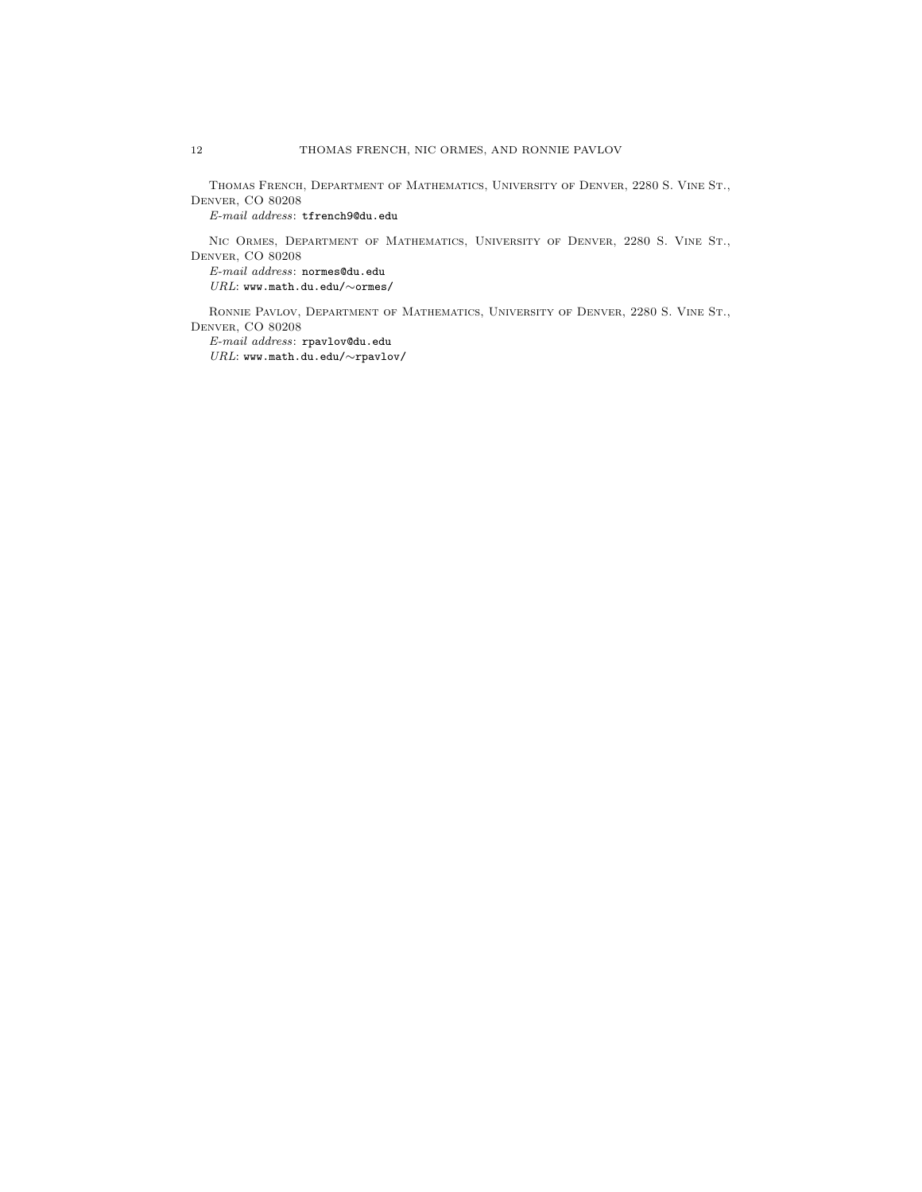Thomas French, Department of Mathematics, University of Denver, 2280 S. Vine St., Denver, CO 80208

*E-mail address*: tfrench9@du.edu

Nic Ormes, Department of Mathematics, University of Denver, 2280 S. Vine St., Denver, CO 80208

*E-mail address*: normes@du.edu

*URL*: www.math.du.edu/∼ormes/

Ronnie Pavlov, Department of Mathematics, University of Denver, 2280 S. Vine St., Denver, CO 80208

*E-mail address*: rpavlov@du.edu

*URL*: www.math.du.edu/∼rpavlov/